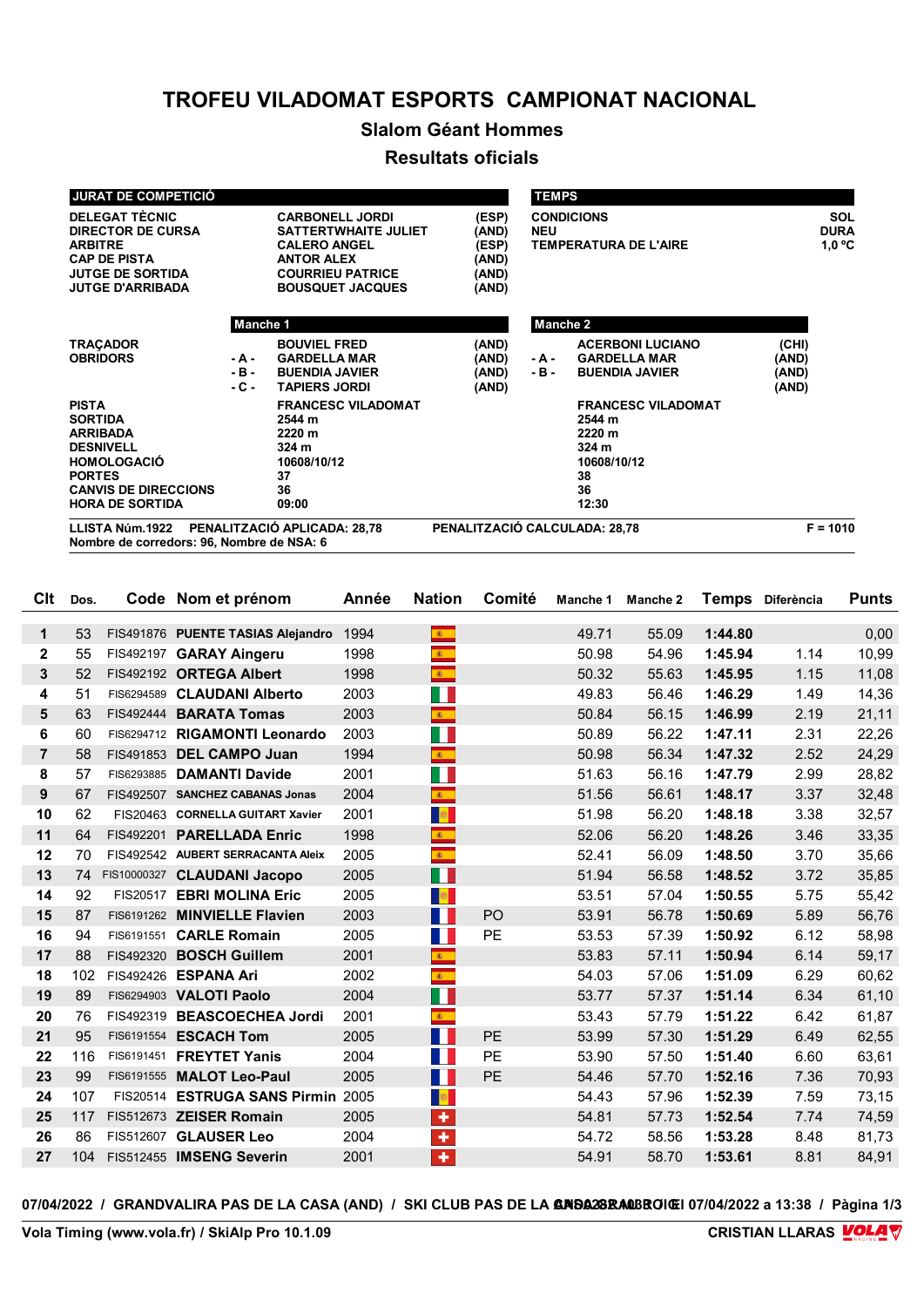# TROFEU VILADOMAT ESPORTS CAMPIONAT NACIONAL

## Slalom Géant Hommes

## Resultats oficials

| JURAT DE COMPETICIÓ | | |
|---|---|---|
| DELEGAT TÈCNIC | CARBONELL JORDI | (ESP) |
| DIRECTOR DE CURSA | SATTERTWHAITE JULIET | (AND) |
| ARBITRE | CALERO ANGEL | (ESP) |
| CAP DE PISTA | ANTOR ALEX | (AND) |
| JUTGE DE SORTIDA | COURRIEU PATRICE | (AND) |
| JUTGE D'ARRIBADA | BOUSQUET JACQUES | (AND) |

| TEMPS | |
|---|---|
| CONDICIONS | SOL |
| NEU | DURA |
| TEMPERATURA DE L'AIRE | 1,0 ºC |

| | Manche 1 | | Manche 2 | |
|---|---|---|---|---|
| TRAÇADOR | BOUVIEL FRED | (AND) | ACERBONI LUCIANO | (CHI) |
| OBRIDORS | - A - GARDELLA MAR | (AND) | - A - GARDELLA MAR | (AND) |
| | - B - BUENDIA JAVIER | (AND) | - B - BUENDIA JAVIER | (AND) |
| | - C - TAPIERS JORDI | (AND) | | (AND) |
| PISTA | FRANCESC VILADOMAT | | FRANCESC VILADOMAT | |
| SORTIDA | 2544 m | | 2544 m | |
| ARRIBADA | 2220 m | | 2220 m | |
| DESNIVELL | 324 m | | 324 m | |
| HOMOLOGACIÓ | 10608/10/12 | | 10608/10/12 | |
| PORTES | 37 | | 38 | |
| CANVIS DE DIRECCIONS | 36 | | 36 | |
| HORA DE SORTIDA | 09:00 | | 12:30 | |

LLISTA Núm.1922 PENALITZACIÓ APLICADA: 28,78 PENALITZACIÓ CALCULADA: 28,78 F = 1010
Nombre de corredors: 96, Nombre de NSA: 6

| Clt | Dos. | Code | Nom et prénom | Année | Nation | Comité | Manche 1 | Manche 2 | Temps | Diferència | Punts |
|---|---|---|---|---|---|---|---|---|---|---|---|
| 1 | 53 | FIS491876 | **PUENTE TASIAS Alejandro** | 1994 | | | 49.71 | 55.09 | **1:44.80** | | 0,00 |
| 2 | 55 | FIS492197 | **GARAY Aingeru** | 1998 | | | 50.98 | 54.96 | **1:45.94** | 1.14 | 10,99 |
| 3 | 52 | FIS492192 | **ORTEGA Albert** | 1998 | | | 50.32 | 55.63 | **1:45.95** | 1.15 | 11,08 |
| 4 | 51 | FIS6294589 | **CLAUDANI Alberto** | 2003 | | | 49.83 | 56.46 | **1:46.29** | 1.49 | 14,36 |
| 5 | 63 | FIS492444 | **BARATA Tomas** | 2003 | | | 50.84 | 56.15 | **1:46.99** | 2.19 | 21,11 |
| 6 | 60 | FIS6294712 | **RIGAMONTI Leonardo** | 2003 | | | 50.89 | 56.22 | **1:47.11** | 2.31 | 22,26 |
| 7 | 58 | FIS491853 | **DEL CAMPO Juan** | 1994 | | | 50.98 | 56.34 | **1:47.32** | 2.52 | 24,29 |
| 8 | 57 | FIS6293885 | **DAMANTI Davide** | 2001 | | | 51.63 | 56.16 | **1:47.79** | 2.99 | 28,82 |
| 9 | 67 | FIS492507 | **SANCHEZ CABANAS Jonas** | 2004 | | | 51.56 | 56.61 | **1:48.17** | 3.37 | 32,48 |
| 10 | 62 | FIS20463 | **CORNELLA GUITART Xavier** | 2001 | | | 51.98 | 56.20 | **1:48.18** | 3.38 | 32,57 |
| 11 | 64 | FIS492201 | **PARELLADA Enric** | 1998 | | | 52.06 | 56.20 | **1:48.26** | 3.46 | 33,35 |
| 12 | 70 | FIS492542 | **AUBERT SERRACANTA Aleix** | 2005 | | | 52.41 | 56.09 | **1:48.50** | 3.70 | 35,66 |
| 13 | 74 | FIS10000327 | **CLAUDANI Jacopo** | 2005 | | | 51.94 | 56.58 | **1:48.52** | 3.72 | 35,85 |
| 14 | 92 | FIS20517 | **EBRI MOLINA Eric** | 2005 | | | 53.51 | 57.04 | **1:50.55** | 5.75 | 55,42 |
| 15 | 87 | FIS6191262 | **MINVIELLE Flavien** | 2003 | | PO | 53.91 | 56.78 | **1:50.69** | 5.89 | 56,76 |
| 16 | 94 | FIS6191551 | **CARLE Romain** | 2005 | | PE | 53.53 | 57.39 | **1:50.92** | 6.12 | 58,98 |
| 17 | 88 | FIS492320 | **BOSCH Guillem** | 2001 | | | 53.83 | 57.11 | **1:50.94** | 6.14 | 59,17 |
| 18 | 102 | FIS492426 | **ESPANA Ari** | 2002 | | | 54.03 | 57.06 | **1:51.09** | 6.29 | 60,62 |
| 19 | 89 | FIS6294903 | **VALOTI Paolo** | 2004 | | | 53.77 | 57.37 | **1:51.14** | 6.34 | 61,10 |
| 20 | 76 | FIS492319 | **BEASCOECHEA Jordi** | 2001 | | | 53.43 | 57.79 | **1:51.22** | 6.42 | 61,87 |
| 21 | 95 | FIS6191554 | **ESCACH Tom** | 2005 | | PE | 53.99 | 57.30 | **1:51.29** | 6.49 | 62,55 |
| 22 | 116 | FIS6191451 | **FREYTET Yanis** | 2004 | | PE | 53.90 | 57.50 | **1:51.40** | 6.60 | 63,61 |
| 23 | 99 | FIS6191555 | **MALOT Leo-Paul** | 2005 | | PE | 54.46 | 57.70 | **1:52.16** | 7.36 | 70,93 |
| 24 | 107 | FIS20514 | **ESTRUGA SANS Pirmin** | 2005 | | | 54.43 | 57.96 | **1:52.39** | 7.59 | 73,15 |
| 25 | 117 | FIS512673 | **ZEISER Romain** | 2005 | | | 54.81 | 57.73 | **1:52.54** | 7.74 | 74,59 |
| 26 | 86 | FIS512607 | **GLAUSER Leo** | 2004 | | | 54.72 | 58.56 | **1:53.28** | 8.48 | 81,73 |
| 27 | 104 | FIS512455 | **IMSENG Severin** | 2001 | | | 54.91 | 58.70 | **1:53.61** | 8.81 | 84,91 |

07/04/2022 / GRANDVALIRA PAS DE LA CASA (AND) / SKI CLUB PAS DE LA CASA GRAU ROIG / 07/04/2022 a 13:38

Vola Timing (www.vola.fr) / SkiAlp Pro 10.1.09 CRISTIAN LLARAS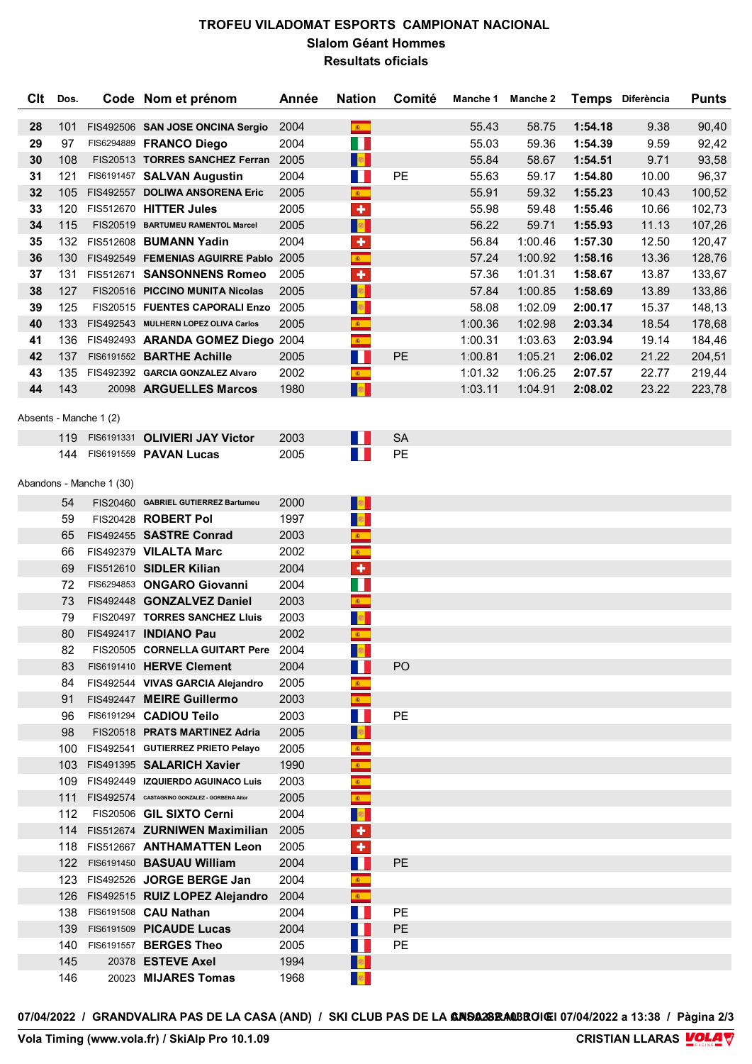# TROFEU VILADOMAT ESPORTS CAMPIONAT NACIONAL

## Slalom Géant Hommes

### Resultats oficials

| Clt | Dos. | Code | Nom et prénom | Année | Nation | Comité | Manche 1 | Manche 2 | Temps | Diferència | Punts |
|---|---|---|---|---|---|---|---|---|---|---|---|
| 28 | 101 | FIS492506 | SAN JOSE ONCINA Sergio | 2004 | ESP | | 55.43 | 58.75 | **1:54.18** | 9.38 | 90,40 |
| 29 | 97 | FIS6294889 | FRANCO Diego | 2004 | ITA | | 55.03 | 59.36 | **1:54.39** | 9.59 | 92,42 |
| 30 | 108 | FIS20513 | TORRES SANCHEZ Ferran | 2005 | AND | | 55.84 | 58.67 | **1:54.51** | 9.71 | 93,58 |
| 31 | 121 | FIS6191457 | SALVAN Augustin | 2004 | FRA | PE | 55.63 | 59.17 | **1:54.80** | 10.00 | 96,37 |
| 32 | 105 | FIS492557 | DOLIWA ANSORENA Eric | 2005 | ESP | | 55.91 | 59.32 | **1:55.23** | 10.43 | 100,52 |
| 33 | 120 | FIS512670 | HITTER Jules | 2005 | SUI | | 55.98 | 59.48 | **1:55.46** | 10.66 | 102,73 |
| 34 | 115 | FIS20519 | BARTUMEU RAMENTOL Marcel | 2005 | AND | | 56.22 | 59.71 | **1:55.93** | 11.13 | 107,26 |
| 35 | 132 | FIS512608 | BUMANN Yadin | 2004 | SUI | | 56.84 | 1:00.46 | **1:57.30** | 12.50 | 120,47 |
| 36 | 130 | FIS492549 | FEMENIAS AGUIRRE Pablo | 2005 | ESP | | 57.24 | 1:00.92 | **1:58.16** | 13.36 | 128,76 |
| 37 | 131 | FIS512671 | SANSONNENS Romeo | 2005 | SUI | | 57.36 | 1:01.31 | **1:58.67** | 13.87 | 133,67 |
| 38 | 127 | FIS20516 | PICCINO MUNITA Nicolas | 2005 | AND | | 57.84 | 1:00.85 | **1:58.69** | 13.89 | 133,86 |
| 39 | 125 | FIS20515 | FUENTES CAPORALI Enzo | 2005 | AND | | 58.08 | 1:02.09 | **2:00.17** | 15.37 | 148,13 |
| 40 | 133 | FIS492543 | MULHERN LOPEZ OLIVA Carlos | 2005 | ESP | | 1:00.36 | 1:02.98 | **2:03.34** | 18.54 | 178,68 |
| 41 | 136 | FIS492493 | ARANDA GOMEZ Diego | 2004 | ESP | | 1:00.31 | 1:03.63 | **2:03.94** | 19.14 | 184,46 |
| 42 | 137 | FIS6191552 | BARTHE Achille | 2005 | FRA | PE | 1:00.81 | 1:05.21 | **2:06.02** | 21.22 | 204,51 |
| 43 | 135 | FIS492392 | GARCIA GONZALEZ Alvaro | 2002 | ESP | | 1:01.32 | 1:06.25 | **2:07.57** | 22.77 | 219,44 |
| 44 | 143 | 20098 | ARGUELLES Marcos | 1980 | AND | | 1:03.11 | 1:04.91 | **2:08.02** | 23.22 | 223,78 |

Absents - Manche 1 (2)

| Dos. | Code | Nom et prénom | Année | Nation | Comité |
|---|---|---|---|---|---|
| 119 | FIS6191331 | OLIVIERI JAY Victor | 2003 | FRA | SA |
| 144 | FIS6191559 | PAVAN Lucas | 2005 | FRA | PE |

Abandons - Manche 1 (30)

| Dos. | Code | Nom et prénom | Année | Nation | Comité |
|---|---|---|---|---|---|
| 54 | FIS20460 | GABRIEL GUTIERREZ Bartumeu | 2000 | AND | |
| 59 | FIS20428 | ROBERT Pol | 1997 | AND | |
| 65 | FIS492455 | SASTRE Conrad | 2003 | ESP | |
| 66 | FIS492379 | VILALTA Marc | 2002 | ESP | |
| 69 | FIS512610 | SIDLER Kilian | 2004 | SUI | |
| 72 | FIS6294853 | ONGARO Giovanni | 2004 | ITA | |
| 73 | FIS492448 | GONZALVEZ Daniel | 2003 | ESP | |
| 79 | FIS20497 | TORRES SANCHEZ Lluis | 2003 | AND | |
| 80 | FIS492417 | INDIANO Pau | 2002 | ESP | |
| 82 | FIS20505 | CORNELLA GUITART Pere | 2004 | AND | |
| 83 | FIS6191410 | HERVE Clement | 2004 | FRA | PO |
| 84 | FIS492544 | VIVAS GARCIA Alejandro | 2005 | ESP | |
| 91 | FIS492447 | MEIRE Guillermo | 2003 | ESP | |
| 96 | FIS6191294 | CADIOU Teilo | 2003 | FRA | PE |
| 98 | FIS20518 | PRATS MARTINEZ Adria | 2005 | AND | |
| 100 | FIS492541 | GUTIERREZ PRIETO Pelayo | 2005 | ESP | |
| 103 | FIS491395 | SALARICH Xavier | 1990 | ESP | |
| 109 | FIS492449 | IZQUIERDO AGUINACO Luis | 2003 | ESP | |
| 111 | FIS492574 | CASTAGNINO GONZALEZ - GORBENA Aitor | 2005 | ESP | |
| 112 | FIS20506 | GIL SIXTO Cerni | 2004 | AND | |
| 114 | FIS512674 | ZURNIWEN Maximilian | 2005 | SUI | |
| 118 | FIS512667 | ANTHAMATTEN Leon | 2005 | SUI | |
| 122 | FIS6191450 | BASUAU William | 2004 | FRA | PE |
| 123 | FIS492526 | JORGE BERGE Jan | 2004 | ESP | |
| 126 | FIS492515 | RUIZ LOPEZ Alejandro | 2004 | ESP | |
| 138 | FIS6191508 | CAU Nathan | 2004 | FRA | PE |
| 139 | FIS6191509 | PICAUDE Lucas | 2004 | FRA | PE |
| 140 | FIS6191557 | BERGES Theo | 2005 | FRA | PE |
| 145 | 20378 | ESTEVE Axel | 1994 | AND | |
| 146 | 20023 | MIJARES Tomas | 1968 | AND | |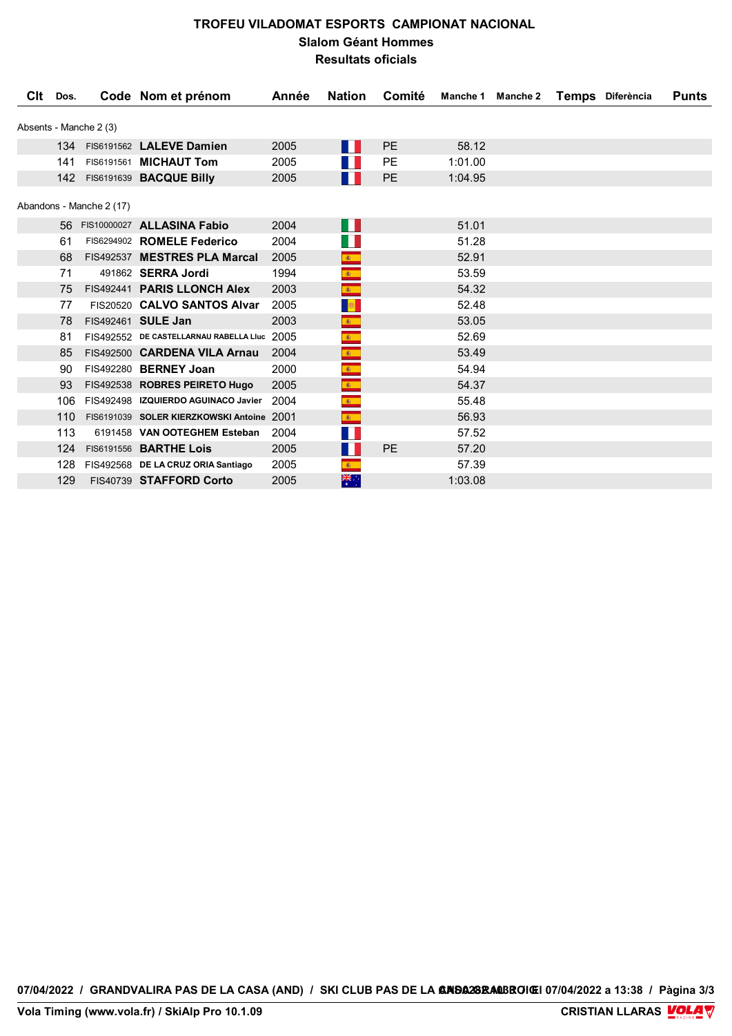# TROFEU VILADOMAT ESPORTS CAMPIONAT NACIONAL

## Slalom Géant Hommes

## Resultats oficials

| Clt | Dos. | Code | Nom et prénom | Année | Nation | Comité | Manche 1 | Manche 2 | Temps | Diferència | Punts |
|---|---|---|---|---|---|---|---|---|---|---|---|
| Absents - Manche 2 (3) | | | | | | | | | | | |
| | 134 | FIS6191562 | **LALEVE Damien** | 2005 | | PE | 58.12 | | | | |
| | 141 | FIS6191561 | **MICHAUT Tom** | 2005 | | PE | 1:01.00 | | | | |
| | 142 | FIS6191639 | **BACQUE Billy** | 2005 | | PE | 1:04.95 | | | | |
| Abandons - Manche 2 (17) | | | | | | | | | | | |
| | 56 | FIS10000027 | **ALLASINA Fabio** | 2004 | | | 51.01 | | | | |
| | 61 | FIS6294902 | **ROMELE Federico** | 2004 | | | 51.28 | | | | |
| | 68 | FIS492537 | **MESTRES PLA Marcal** | 2005 | | | 52.91 | | | | |
| | 71 | 491862 | **SERRA Jordi** | 1994 | | | 53.59 | | | | |
| | 75 | FIS492441 | **PARIS LLONCH Alex** | 2003 | | | 54.32 | | | | |
| | 77 | FIS20520 | **CALVO SANTOS Alvar** | 2005 | | | 52.48 | | | | |
| | 78 | FIS492461 | **SULE Jan** | 2003 | | | 53.05 | | | | |
| | 81 | FIS492552 | **DE CASTELLARNAU RABELLA Lluc** | 2005 | | | 52.69 | | | | |
| | 85 | FIS492500 | **CARDENA VILA Arnau** | 2004 | | | 53.49 | | | | |
| | 90 | FIS492280 | **BERNEY Joan** | 2000 | | | 54.94 | | | | |
| | 93 | FIS492538 | **ROBRES PEIRETO Hugo** | 2005 | | | 54.37 | | | | |
| | 106 | FIS492498 | **IZQUIERDO AGUINACO Javier** | 2004 | | | 55.48 | | | | |
| | 110 | FIS6191039 | **SOLER KIERZKOWSKI Antoine** | 2001 | | | 56.93 | | | | |
| | 113 | 6191458 | **VAN OOTEGHEM Esteban** | 2004 | | | 57.52 | | | | |
| | 124 | FIS6191556 | **BARTHE Lois** | 2005 | | PE | 57.20 | | | | |
| | 128 | FIS492568 | **DE LA CRUZ ORIA Santiago** | 2005 | | | 57.39 | | | | |
| | 129 | FIS40739 | **STAFFORD Corto** | 2005 | | | 1:03.08 | | | | |